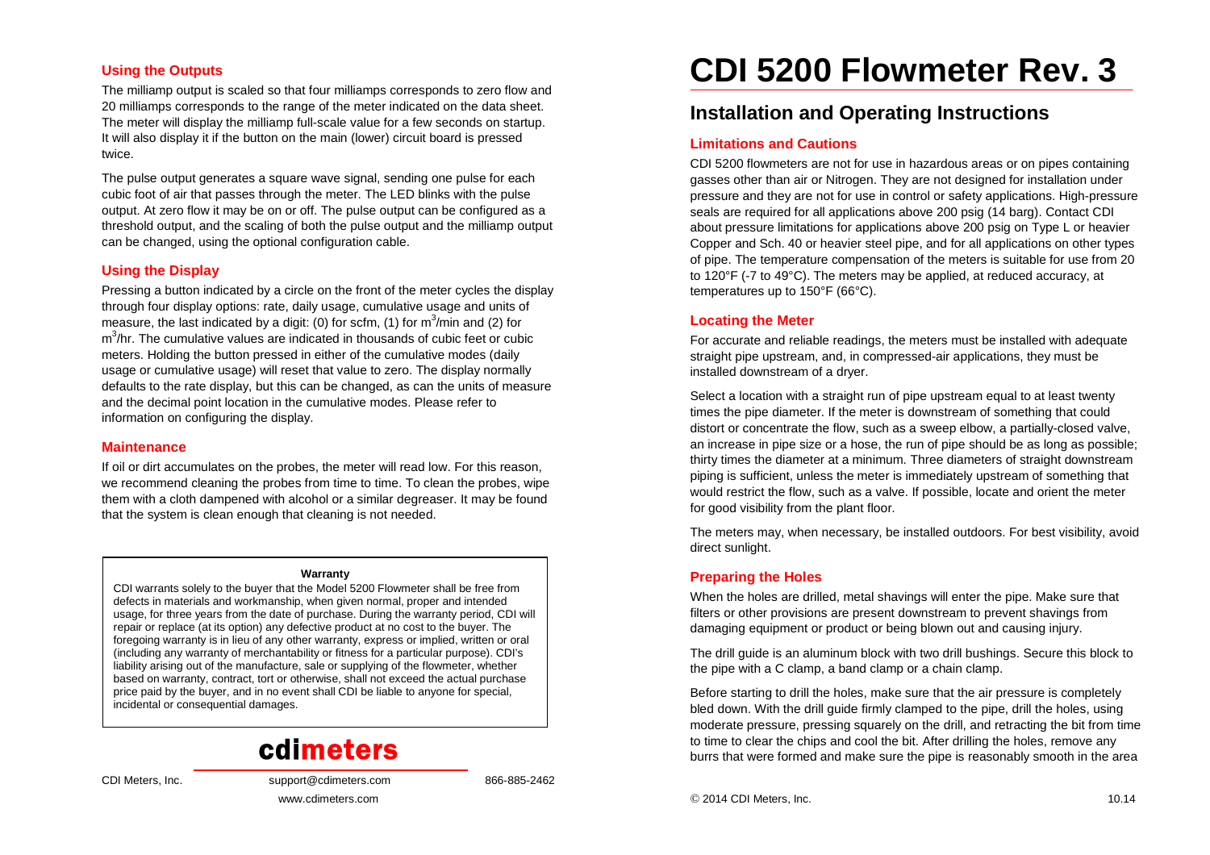# CDI 5200 Flowmeter Rev. 3

## Installation and Operating Instructions

### Limitations and Cautions

CDI 5200 flowmeters are not for use in hazardous areas or on pipes containing gasses other than air or Nitrogen. They are not designed for installation under pressure and they are not for use in control or safety applications. High-pressure seals are required for all applications above 200 psig (14 barg). Contact CDI about pressure limitations for applications above 200 psig on Type L or heavier Copper and Sch. 40 or heavier steel pipe, and for all applications on other types of pipe. The temperature compensation of the meters is suitable for use from 20 to 120°F (-7 to 49°C). The meters may be applied, at reduced accuracy, at temperatures up to 150°F (66°C).

### Locating the Meter

For accurate and reliable readings, the meters must be installed with adequate straight pipe upstream, and, in compressed-air applications, they must be installed downstream of a dryer.

Select a location with a straight run of pipe upstream equal to at least twenty times the pipe diameter. If the meter is downstream of something that could distort or concentrate the flow, such as a sweep elbow, a partially-closed valve, an increase in pipe size or a hose, the run of pipe should be as long as possible; thirty times the diameter at a minimum. Three diameters of straight downstream piping is sufficient, unless the meter is immediately upstream of something that would restrict the flow, such as a valve. If possible, locate and orient the meter for good visibility from the plant floor.

The meters may, when necessary, be installed outdoors. For best visibility, avoid direct sunlight.

### Preparing the Holes

When the holes are drilled, metal shavings will enter the pipe. Make sure that filters or other provisions are present downstream to prevent shavings from damaging equipment or product or being blown out and causing injury.

The drill guide is an aluminum block with two drill bushings. Secure this block to the pipe with a C clamp, a band clamp or a chain clamp.

Before starting to drill the holes, make sure that the air pressure is completely bled down. With the drill guide firmly clamped to the pipe, drill the holes, using moderate pressure, pressing squarely on the drill, and retracting the bit from time to time to clear the chips and cool the bit. After drilling the holes, remove any burrs that were formed and make sure the pipe is reasonably smooth in the area

### Using the Outputs

The milliamp output is scaled so that four milliamps corresponds to zero flow and 20 milliamps corresponds to the range of the meter indicated on the data sheet. The meter will display the milliamp full-scale value for a few seconds on startup. It will also display it if the button on the main (lower) circuit board is pressed twice.

The pulse output generates a square wave signal, sending one pulse for each cubic foot of air that passes through the meter. The LED blinks with the pulse output. At zero flow it may be on or off. The pulse output can be configured as a threshold output, and the scaling of both the pulse output and the milliamp output can be changed, using the optional configuration cable.

### Using the Display

Pressing a button indicated by a circle on the front of the meter cycles the display through four display options: rate, daily usage, cumulative usage and units of measure, the last indicated by a digit: (0) for scfm, (1) for $m^3$/min and (2) for $m^3$/hr. The cumulative values are indicated in thousands of cubic feet or cubic meters. Holding the button pressed in either of the cumulative modes (daily usage or cumulative usage) will reset that value to zero. The display normally defaults to the rate display, but this can be changed, as can the units of measure and the decimal point location in the cumulative modes. Please refer to information on configuring the display.

### Maintenance

If oil or dirt accumulates on the probes, the meter will read low. For this reason, we recommend cleaning the probes from time to time. To clean the probes, wipe them with a cloth dampened with alcohol or a similar degreaser. It may be found that the system is clean enough that cleaning is not needed.

**Warranty**

CDI warrants solely to the buyer that the Model 5200 Flowmeter shall be free from defects in materials and workmanship, when given normal, proper and intended usage, for three years from the date of purchase. During the warranty period, CDI will repair or replace (at its option) any defective product at no cost to the buyer. The foregoing warranty is in lieu of any other warranty, express or implied, written or oral (including any warranty of merchantability or fitness for a particular purpose). CDI's liability arising out of the manufacture, sale or supplying of the flowmeter, whether based on warranty, contract, tort or otherwise, shall not exceed the actual purchase price paid by the buyer, and in no event shall CDI be liable to anyone for special, incidental or consequential damages.

**cdimeters**

CDI Meters, Inc. | support@cdimeters.com | 866-885-2462

www.cdimeters.com

© 2014 CDI Meters, Inc. 10.14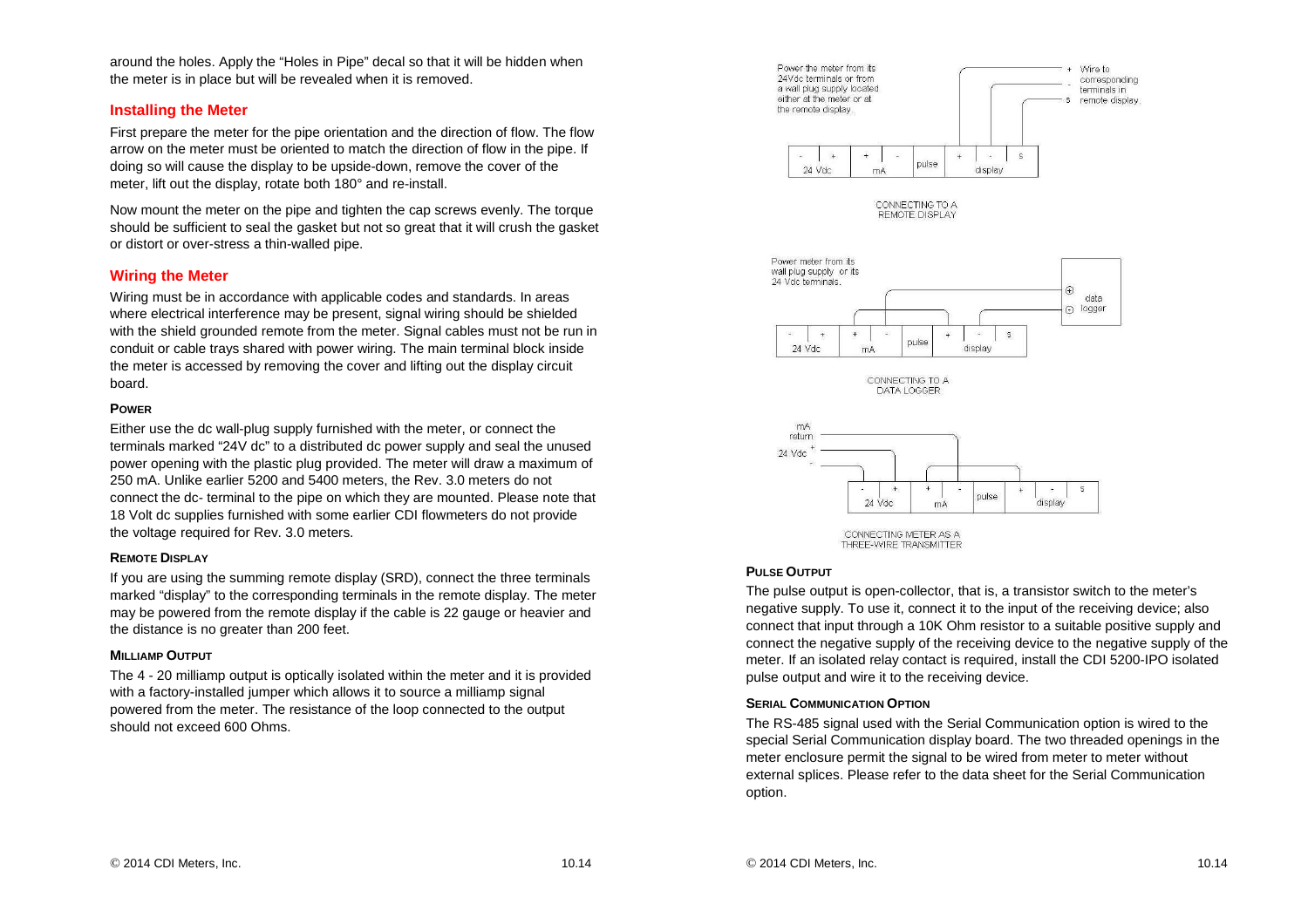around the holes. Apply the "Holes in Pipe" decal so that it will be hidden when the meter is in place but will be revealed when it is removed.

## Installing the Meter

First prepare the meter for the pipe orientation and the direction of flow. The flow arrow on the meter must be oriented to match the direction of flow in the pipe. If doing so will cause the display to be upside-down, remove the cover of the meter, lift out the display, rotate both 180° and re-install.

Now mount the meter on the pipe and tighten the cap screws evenly. The torque should be sufficient to seal the gasket but not so great that it will crush the gasket or distort or over-stress a thin-walled pipe.

## Wiring the Meter

Wiring must be in accordance with applicable codes and standards. In areas where electrical interference may be present, signal wiring should be shielded with the shield grounded remote from the meter. Signal cables must not be run in conduit or cable trays shared with power wiring. The main terminal block inside the meter is accessed by removing the cover and lifting out the display circuit board.

### POWER

Either use the dc wall-plug supply furnished with the meter, or connect the terminals marked "24V dc" to a distributed dc power supply and seal the unused power opening with the plastic plug provided. The meter will draw a maximum of 250 mA. Unlike earlier 5200 and 5400 meters, the Rev. 3.0 meters do not connect the dc- terminal to the pipe on which they are mounted. Please note that 18 Volt dc supplies furnished with some earlier CDI flowmeters do not provide the voltage required for Rev. 3.0 meters.

### REMOTE DISPLAY

If you are using the summing remote display (SRD), connect the three terminals marked "display" to the corresponding terminals in the remote display. The meter may be powered from the remote display if the cable is 22 gauge or heavier and the distance is no greater than 200 feet.

### MILLIAMP OUTPUT

The 4 - 20 milliamp output is optically isolated within the meter and it is provided with a factory-installed jumper which allows it to source a milliamp signal powered from the meter. The resistance of the loop connected to the output should not exceed 600 Ohms.

Power the meter from its 24Vdc terminals or from a wall plug supply located either at the meter or at the remote display.

+ Wire to
- corresponding
S terminals in remote display.

- + 24 Vdc
+ - mA
pulse
+ - S display

CONNECTING TO A REMOTE DISPLAY

Power meter from its wall plug supply or its 24 Vdc terminals.

⊕ data
⊖ logger

- + 24 Vdc
+ - mA
pulse
+ - S display

CONNECTING TO A DATA LOGGER

mA return
24 Vdc +
-

- + 24 Vdc
+ - mA
pulse
+ - S display

CONNECTING METER AS A THREE-WIRE TRANSMITTER

### PULSE OUTPUT

The pulse output is open-collector, that is, a transistor switch to the meter's negative supply. To use it, connect it to the input of the receiving device; also connect that input through a 10K Ohm resistor to a suitable positive supply and connect the negative supply of the receiving device to the negative supply of the meter. If an isolated relay contact is required, install the CDI 5200-IPO isolated pulse output and wire it to the receiving device.

### SERIAL COMMUNICATION OPTION

The RS-485 signal used with the Serial Communication option is wired to the special Serial Communication display board. The two threaded openings in the meter enclosure permit the signal to be wired from meter to meter without external splices. Please refer to the data sheet for the Serial Communication option.